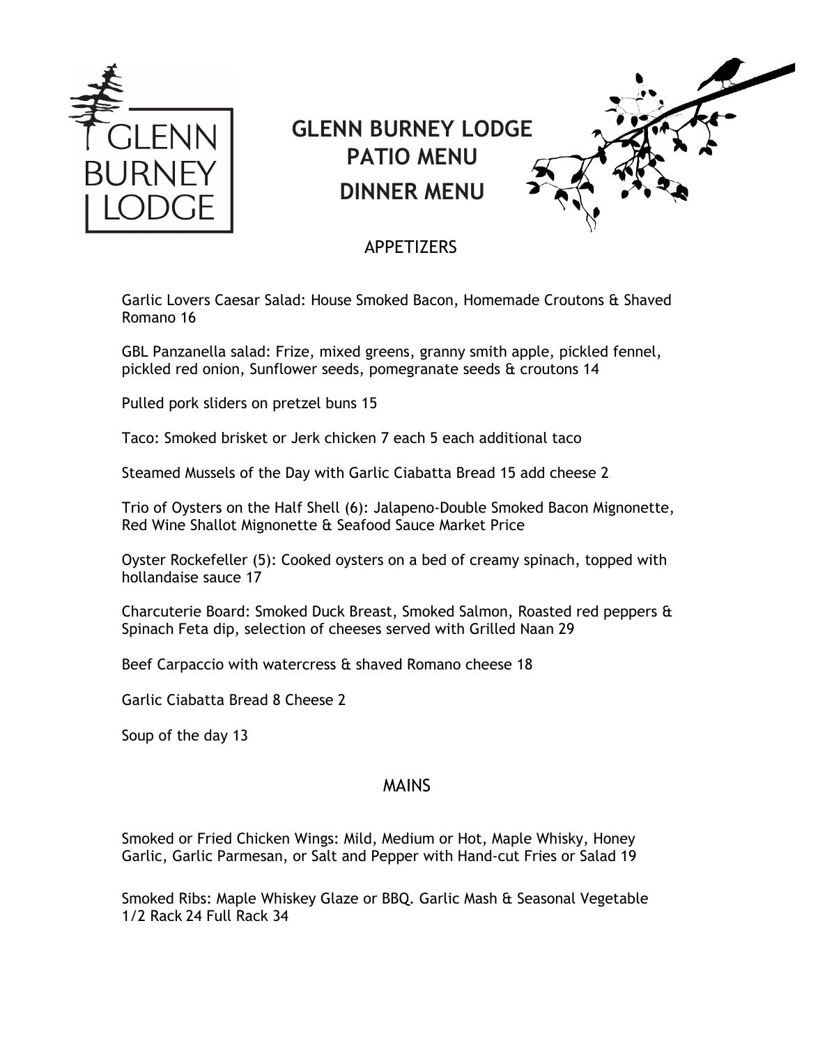# GLENN BURNEY LODGE PATIO MENU

# DINNER MENU

## APPETIZERS

Garlic Lovers Caesar Salad: House Smoked Bacon, Homemade Croutons & Shaved Romano 16

GBL Panzanella salad: Frize, mixed greens, granny smith apple, pickled fennel, pickled red onion, Sunflower seeds, pomegranate seeds & croutons 14

Pulled pork sliders on pretzel buns 15

Taco: Smoked brisket or Jerk chicken 7 each 5 each additional taco

Steamed Mussels of the Day with Garlic Ciabatta Bread 15 add cheese 2

Trio of Oysters on the Half Shell (6): Jalapeno-Double Smoked Bacon Mignonette, Red Wine Shallot Mignonette & Seafood Sauce Market Price

Oyster Rockefeller (5): Cooked oysters on a bed of creamy spinach, topped with hollandaise sauce 17

Charcuterie Board: Smoked Duck Breast, Smoked Salmon, Roasted red peppers & Spinach Feta dip, selection of cheeses served with Grilled Naan 29

Beef Carpaccio with watercress & shaved Romano cheese 18

Garlic Ciabatta Bread 8 Cheese 2

Soup of the day 13

## MAINS

Smoked or Fried Chicken Wings: Mild, Medium or Hot, Maple Whisky, Honey Garlic, Garlic Parmesan, or Salt and Pepper with Hand-cut Fries or Salad 19

Smoked Ribs: Maple Whiskey Glaze or BBQ. Garlic Mash & Seasonal Vegetable 1/2 Rack 24 Full Rack 34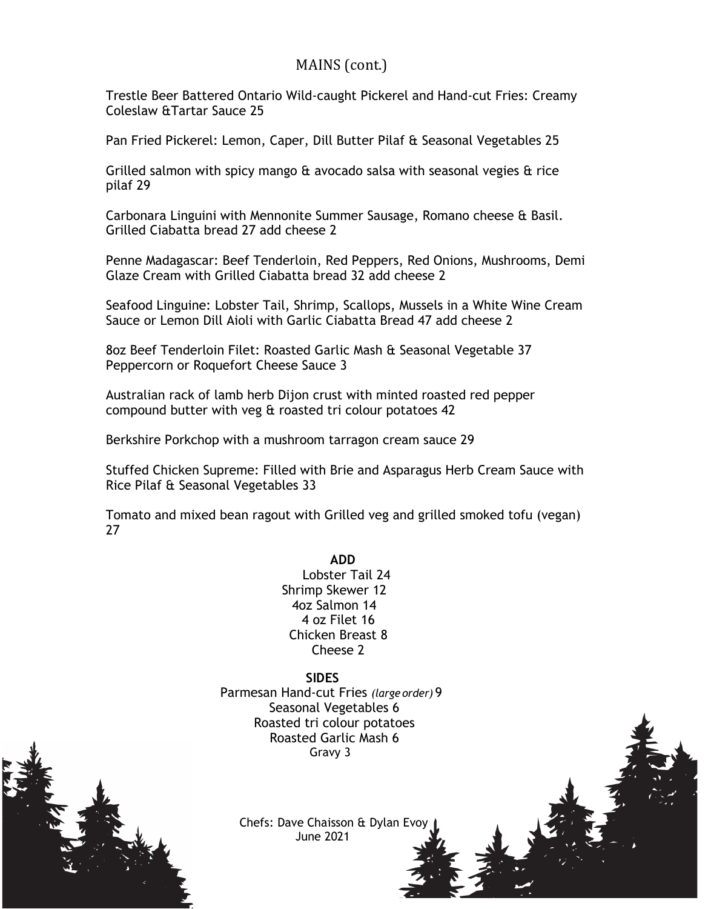## MAINS (cont.)

Trestle Beer Battered Ontario Wild-caught Pickerel and Hand-cut Fries: Creamy Coleslaw &Tartar Sauce 25

Pan Fried Pickerel: Lemon, Caper, Dill Butter Pilaf & Seasonal Vegetables 25

Grilled salmon with spicy mango & avocado salsa with seasonal vegies & rice pilaf 29

Carbonara Linguini with Mennonite Summer Sausage, Romano cheese & Basil. Grilled Ciabatta bread 27 add cheese 2

Penne Madagascar: Beef Tenderloin, Red Peppers, Red Onions, Mushrooms, Demi Glaze Cream with Grilled Ciabatta bread 32 add cheese 2

Seafood Linguine: Lobster Tail, Shrimp, Scallops, Mussels in a White Wine Cream Sauce or Lemon Dill Aioli with Garlic Ciabatta Bread 47 add cheese 2

8oz Beef Tenderloin Filet: Roasted Garlic Mash & Seasonal Vegetable 37
Peppercorn or Roquefort Cheese Sauce 3

Australian rack of lamb herb Dijon crust with minted roasted red pepper compound butter with veg & roasted tri colour potatoes 42

Berkshire Porkchop with a mushroom tarragon cream sauce 29

Stuffed Chicken Supreme: Filled with Brie and Asparagus Herb Cream Sauce with Rice Pilaf & Seasonal Vegetables 33

Tomato and mixed bean ragout with Grilled veg and grilled smoked tofu (vegan) 27

**ADD**

Lobster Tail 24
Shrimp Skewer 12
4oz Salmon 14
4 oz Filet 16
Chicken Breast 8
Cheese 2

**SIDES**

Parmesan Hand-cut Fries *(large order)* 9
Seasonal Vegetables 6
Roasted tri colour potatoes
Roasted Garlic Mash 6
Gravy 3

Chefs: Dave Chaisson & Dylan Evoy
June 2021